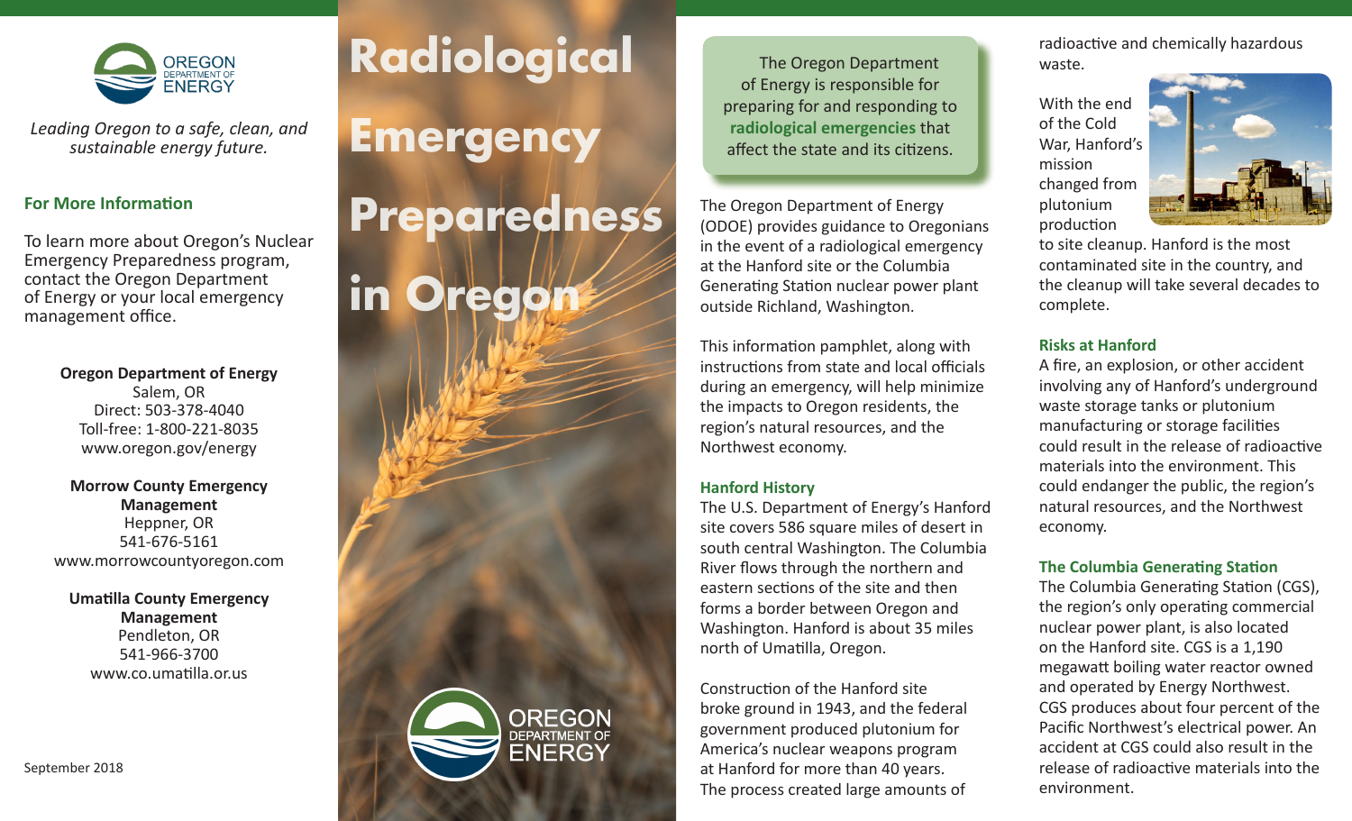# Radiological Emergency Preparedness in Oregon

The Oregon Department of Energy is responsible for preparing for and responding to **radiological emergencies** that affect the state and its citizens.

The Oregon Department of Energy (ODOE) provides guidance to Oregonians in the event of a radiological emergency at the Hanford site or the Columbia Generating Station nuclear power plant outside Richland, Washington.

This information pamphlet, along with instructions from state and local officials during an emergency, will help minimize the impacts to Oregon residents, the region's natural resources, and the Northwest economy.

## Hanford History

The U.S. Department of Energy's Hanford site covers 586 square miles of desert in south central Washington. The Columbia River flows through the northern and eastern sections of the site and then forms a border between Oregon and Washington. Hanford is about 35 miles north of Umatilla, Oregon.

Construction of the Hanford site broke ground in 1943, and the federal government produced plutonium for America's nuclear weapons program at Hanford for more than 40 years. The process created large amounts of radioactive and chemically hazardous waste.

With the end of the Cold War, Hanford's mission changed from plutonium production to site cleanup. Hanford is the most contaminated site in the country, and the cleanup will take several decades to complete.

## Risks at Hanford

A fire, an explosion, or other accident involving any of Hanford's underground waste storage tanks or plutonium manufacturing or storage facilities could result in the release of radioactive materials into the environment. This could endanger the public, the region's natural resources, and the Northwest economy.

## The Columbia Generating Station

The Columbia Generating Station (CGS), the region's only operating commercial nuclear power plant, is also located on the Hanford site. CGS is a 1,190 megawatt boiling water reactor owned and operated by Energy Northwest. CGS produces about four percent of the Pacific Northwest's electrical power. An accident at CGS could also result in the release of radioactive materials into the environment.

---

OREGON DEPARTMENT OF ENERGY

*Leading Oregon to a safe, clean, and sustainable energy future.*

## For More Information

To learn more about Oregon's Nuclear Emergency Preparedness program, contact the Oregon Department of Energy or your local emergency management office.

**Oregon Department of Energy**
Salem, OR
Direct: 503-378-4040
Toll-free: 1-800-221-8035
www.oregon.gov/energy

**Morrow County Emergency Management**
Heppner, OR
541-676-5161
www.morrowcountyoregon.com

**Umatilla County Emergency Management**
Pendleton, OR
541-966-3700
www.co.umatilla.or.us

September 2018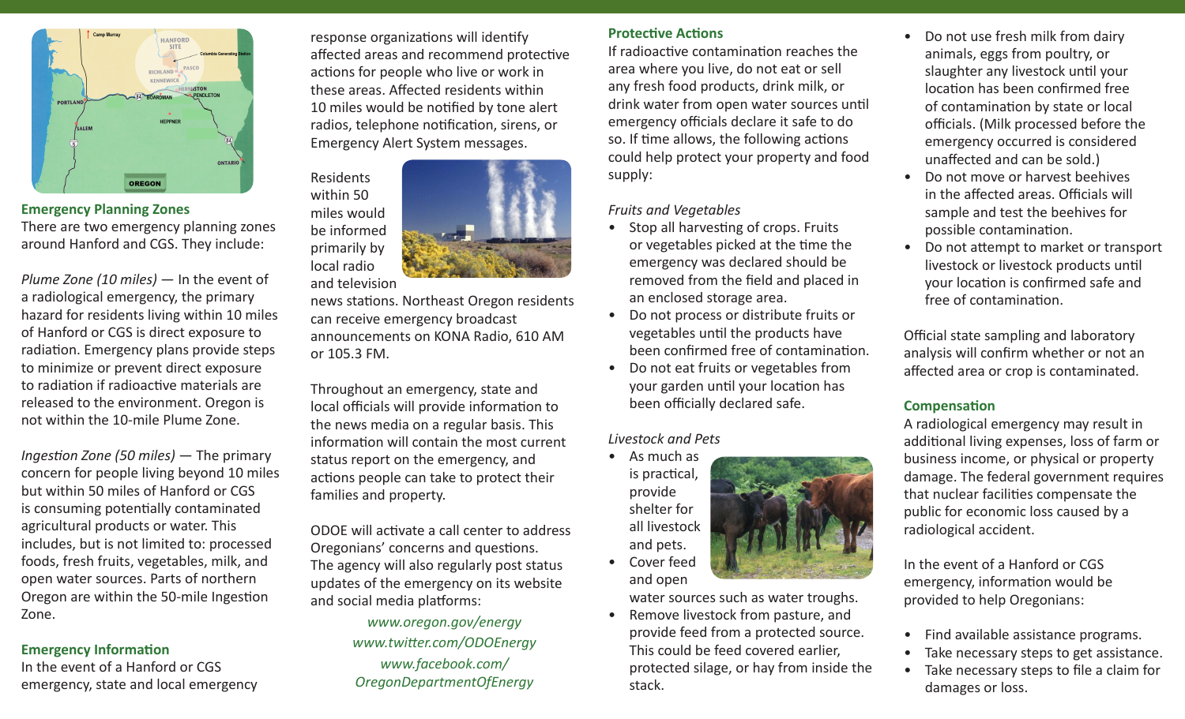## Emergency Planning Zones

There are two emergency planning zones around Hanford and CGS. They include:

*Plume Zone (10 miles)* — In the event of a radiological emergency, the primary hazard for residents living within 10 miles of Hanford or CGS is direct exposure to radiation. Emergency plans provide steps to minimize or prevent direct exposure to radiation if radioactive materials are released to the environment. Oregon is not within the 10-mile Plume Zone.

*Ingestion Zone (50 miles)* — The primary concern for people living beyond 10 miles but within 50 miles of Hanford or CGS is consuming potentially contaminated agricultural products or water. This includes, but is not limited to: processed foods, fresh fruits, vegetables, milk, and open water sources. Parts of northern Oregon are within the 50-mile Ingestion Zone.

## Emergency Information

In the event of a Hanford or CGS emergency, state and local emergency response organizations will identify affected areas and recommend protective actions for people who live or work in these areas. Affected residents within 10 miles would be notified by tone alert radios, telephone notification, sirens, or Emergency Alert System messages.

Residents within 50 miles would be informed primarily by local radio and television news stations. Northeast Oregon residents can receive emergency broadcast announcements on KONA Radio, 610 AM or 105.3 FM.

Throughout an emergency, state and local officials will provide information to the news media on a regular basis. This information will contain the most current status report on the emergency, and actions people can take to protect their families and property.

ODOE will activate a call center to address Oregonians' concerns and questions. The agency will also regularly post status updates of the emergency on its website and social media platforms:

*www.oregon.gov/energy*
*www.twitter.com/ODOEnergy*
*www.facebook.com/OregonDepartmentOfEnergy*

## Protective Actions

If radioactive contamination reaches the area where you live, do not eat or sell any fresh food products, drink milk, or drink water from open water sources until emergency officials declare it safe to do so. If time allows, the following actions could help protect your property and food supply:

*Fruits and Vegetables*

- Stop all harvesting of crops. Fruits or vegetables picked at the time the emergency was declared should be removed from the field and placed in an enclosed storage area.
- Do not process or distribute fruits or vegetables until the products have been confirmed free of contamination.
- Do not eat fruits or vegetables from your garden until your location has been officially declared safe.

*Livestock and Pets*

- As much as is practical, provide shelter for all livestock and pets.
- Cover feed and open water sources such as water troughs.
- Remove livestock from pasture, and provide feed from a protected source. This could be feed covered earlier, protected silage, or hay from inside the stack.
- Do not use fresh milk from dairy animals, eggs from poultry, or slaughter any livestock until your location has been confirmed free of contamination by state or local officials. (Milk processed before the emergency occurred is considered unaffected and can be sold.)
- Do not move or harvest beehives in the affected areas. Officials will sample and test the beehives for possible contamination.
- Do not attempt to market or transport livestock or livestock products until your location is confirmed safe and free of contamination.

Official state sampling and laboratory analysis will confirm whether or not an affected area or crop is contaminated.

## Compensation

A radiological emergency may result in additional living expenses, loss of farm or business income, or physical or property damage. The federal government requires that nuclear facilities compensate the public for economic loss caused by a radiological accident.

In the event of a Hanford or CGS emergency, information would be provided to help Oregonians:

- Find available assistance programs.
- Take necessary steps to get assistance.
- Take necessary steps to file a claim for damages or loss.